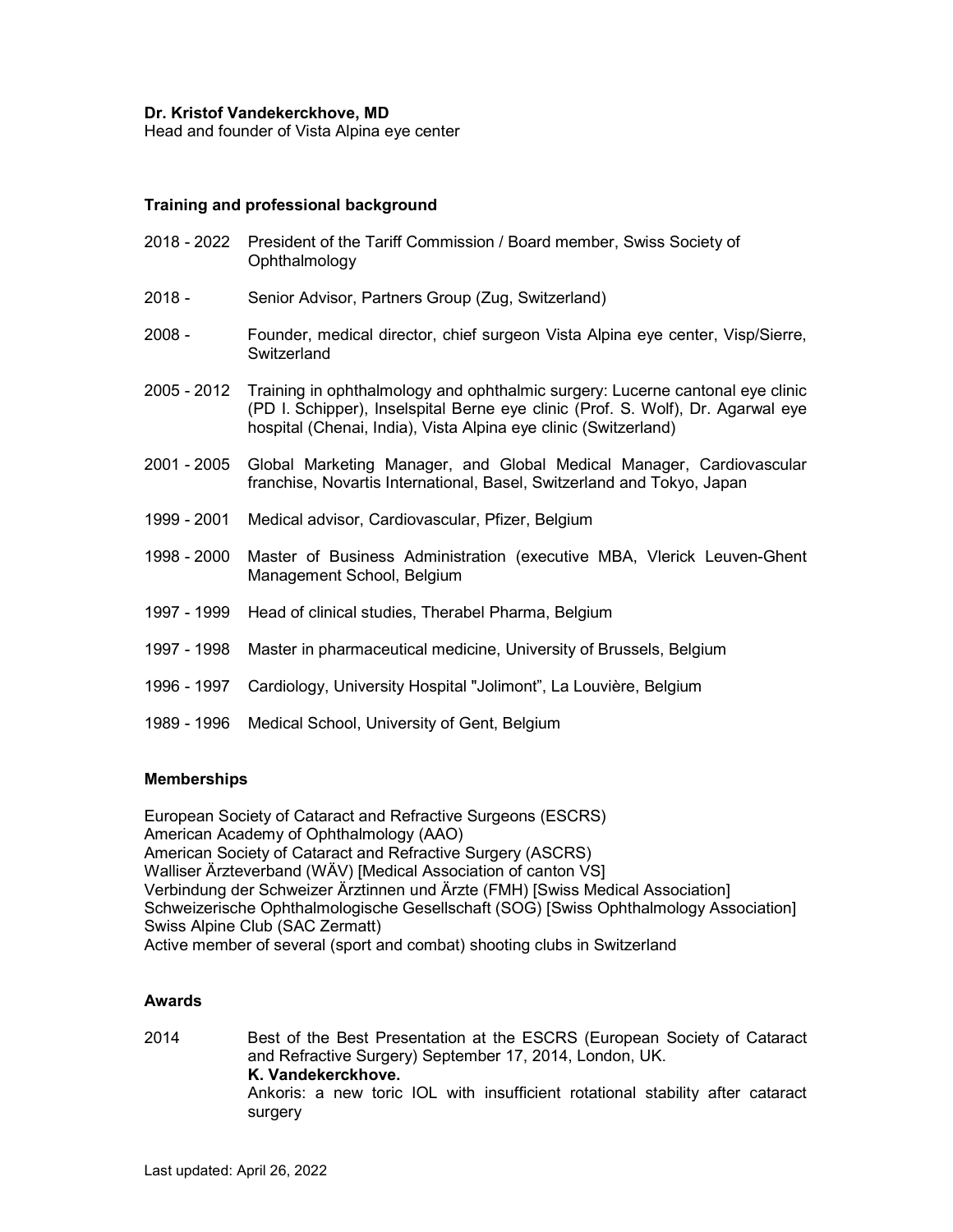**Dr. Kristof Vandekerckhove, MD**
Head and founder of Vista Alpina eye center

## Training and professional background

| | |
|---|---|
| 2018 - 2022 | President of the Tariff Commission / Board member, Swiss Society of Ophthalmology |
| 2018 - | Senior Advisor, Partners Group (Zug, Switzerland) |
| 2008 - | Founder, medical director, chief surgeon Vista Alpina eye center, Visp/Sierre, Switzerland |
| 2005 - 2012 | Training in ophthalmology and ophthalmic surgery: Lucerne cantonal eye clinic (PD I. Schipper), Inselspital Berne eye clinic (Prof. S. Wolf), Dr. Agarwal eye hospital (Chenai, India), Vista Alpina eye clinic (Switzerland) |
| 2001 - 2005 | Global Marketing Manager, and Global Medical Manager, Cardiovascular franchise, Novartis International, Basel, Switzerland and Tokyo, Japan |
| 1999 - 2001 | Medical advisor, Cardiovascular, Pfizer, Belgium |
| 1998 - 2000 | Master of Business Administration (executive MBA, Vlerick Leuven-Ghent Management School, Belgium |
| 1997 - 1999 | Head of clinical studies, Therabel Pharma, Belgium |
| 1997 - 1998 | Master in pharmaceutical medicine, University of Brussels, Belgium |
| 1996 - 1997 | Cardiology, University Hospital "Jolimont", La Louvière, Belgium |
| 1989 - 1996 | Medical School, University of Gent, Belgium |

## Memberships

European Society of Cataract and Refractive Surgeons (ESCRS)
American Academy of Ophthalmology (AAO)
American Society of Cataract and Refractive Surgery (ASCRS)
Walliser Ärzteverband (WÄV) [Medical Association of canton VS]
Verbindung der Schweizer Ärztinnen und Ärzte (FMH) [Swiss Medical Association]
Schweizerische Ophthalmologische Gesellschaft (SOG) [Swiss Ophthalmology Association]
Swiss Alpine Club (SAC Zermatt)
Active member of several (sport and combat) shooting clubs in Switzerland

## Awards

| | |
|---|---|
| 2014 | Best of the Best Presentation at the ESCRS (European Society of Cataract and Refractive Surgery) September 17, 2014, London, UK.<br>**K. Vandekerckhove.**<br>Ankoris: a new toric IOL with insufficient rotational stability after cataract surgery |

Last updated: April 26, 2022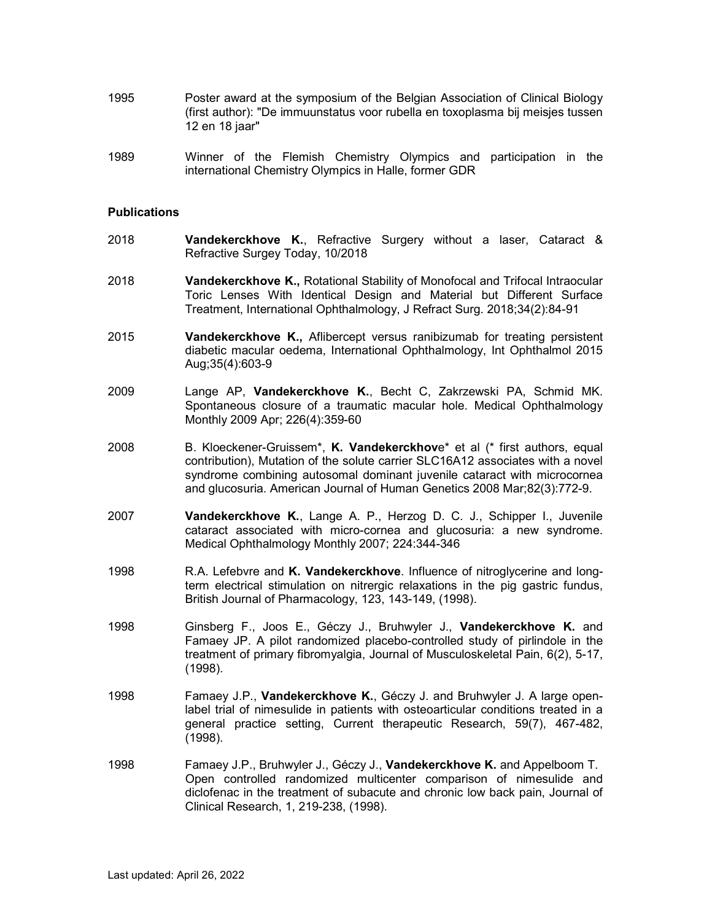1995 Poster award at the symposium of the Belgian Association of Clinical Biology (first author): "De immuunstatus voor rubella en toxoplasma bij meisjes tussen 12 en 18 jaar"

1989 Winner of the Flemish Chemistry Olympics and participation in the international Chemistry Olympics in Halle, former GDR

**Publications**

2018 **Vandekerckhove K.**, Refractive Surgery without a laser, Cataract & Refractive Surgey Today, 10/2018

2018 **Vandekerckhove K.,** Rotational Stability of Monofocal and Trifocal Intraocular Toric Lenses With Identical Design and Material but Different Surface Treatment, International Ophthalmology, J Refract Surg. 2018;34(2):84-91

2015 **Vandekerckhove K.,** Aflibercept versus ranibizumab for treating persistent diabetic macular oedema, International Ophthalmology, Int Ophthalmol 2015 Aug;35(4):603-9

2009 Lange AP, **Vandekerckhove K.**, Becht C, Zakrzewski PA, Schmid MK. Spontaneous closure of a traumatic macular hole. Medical Ophthalmology Monthly 2009 Apr; 226(4):359-60

2008 B. Kloeckener-Gruissem*, **K. Vandekerckhov**e* et al (* first authors, equal contribution), Mutation of the solute carrier SLC16A12 associates with a novel syndrome combining autosomal dominant juvenile cataract with microcornea and glucosuria. American Journal of Human Genetics 2008 Mar;82(3):772-9.

2007 **Vandekerckhove K.**, Lange A. P., Herzog D. C. J., Schipper I., Juvenile cataract associated with micro-cornea and glucosuria: a new syndrome. Medical Ophthalmology Monthly 2007; 224:344-346

1998 R.A. Lefebvre and **K. Vandekerckhove**. Influence of nitroglycerine and long-term electrical stimulation on nitrergic relaxations in the pig gastric fundus, British Journal of Pharmacology, 123, 143-149, (1998).

1998 Ginsberg F., Joos E., Géczy J., Bruhwyler J., **Vandekerckhove K.** and Famaey JP. A pilot randomized placebo-controlled study of pirlindole in the treatment of primary fibromyalgia, Journal of Musculoskeletal Pain, 6(2), 5-17, (1998).

1998 Famaey J.P., **Vandekerckhove K.**, Géczy J. and Bruhwyler J. A large open-label trial of nimesulide in patients with osteoarticular conditions treated in a general practice setting, Current therapeutic Research, 59(7), 467-482, (1998).

1998 Famaey J.P., Bruhwyler J., Géczy J., **Vandekerckhove K.** and Appelboom T. Open controlled randomized multicenter comparison of nimesulide and diclofenac in the treatment of subacute and chronic low back pain, Journal of Clinical Research, 1, 219-238, (1998).

Last updated: April 26, 2022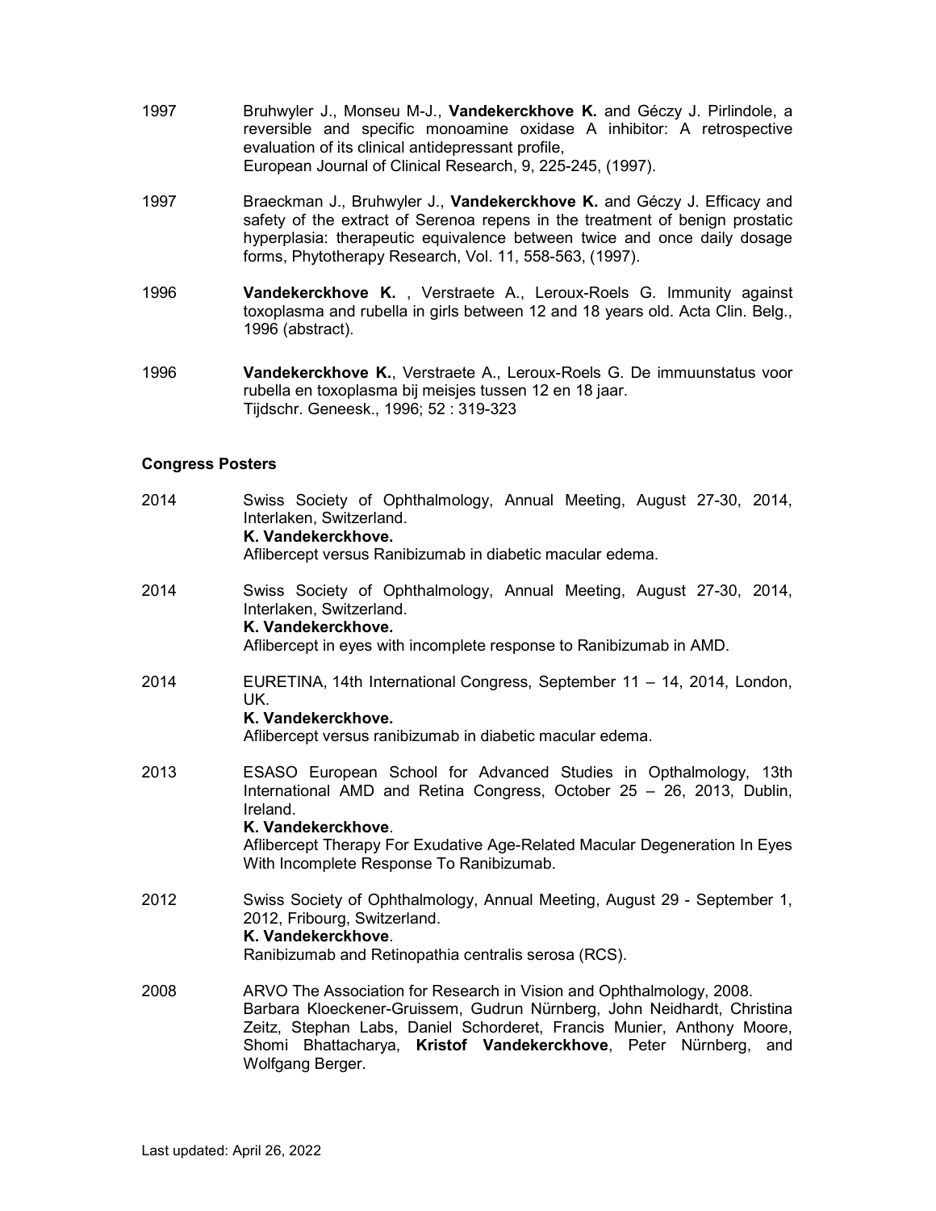1997 Bruhwyler J., Monseu M-J., **Vandekerckhove K.** and Géczy J. Pirlindole, a reversible and specific monoamine oxidase A inhibitor: A retrospective evaluation of its clinical antidepressant profile,
European Journal of Clinical Research, 9, 225-245, (1997).

1997 Braeckman J., Bruhwyler J., **Vandekerckhove K.** and Géczy J. Efficacy and safety of the extract of Serenoa repens in the treatment of benign prostatic hyperplasia: therapeutic equivalence between twice and once daily dosage forms, Phytotherapy Research, Vol. 11, 558-563, (1997).

1996 **Vandekerckhove K.** , Verstraete A., Leroux-Roels G. Immunity against toxoplasma and rubella in girls between 12 and 18 years old. Acta Clin. Belg., 1996 (abstract).

1996 **Vandekerckhove K.**, Verstraete A., Leroux-Roels G. De immuunstatus voor rubella en toxoplasma bij meisjes tussen 12 en 18 jaar.
Tijdschr. Geneesk., 1996; 52 : 319-323

**Congress Posters**

2014 Swiss Society of Ophthalmology, Annual Meeting, August 27-30, 2014, Interlaken, Switzerland.
**K. Vandekerckhove.**
Aflibercept versus Ranibizumab in diabetic macular edema.

2014 Swiss Society of Ophthalmology, Annual Meeting, August 27-30, 2014, Interlaken, Switzerland.
**K. Vandekerckhove.**
Aflibercept in eyes with incomplete response to Ranibizumab in AMD.

2014 EURETINA, 14th International Congress, September 11 – 14, 2014, London, UK.
**K. Vandekerckhove.**
Aflibercept versus ranibizumab in diabetic macular edema.

2013 ESASO European School for Advanced Studies in Opthalmology, 13th International AMD and Retina Congress, October 25 – 26, 2013, Dublin, Ireland.
**K. Vandekerckhove**.
Aflibercept Therapy For Exudative Age-Related Macular Degeneration In Eyes With Incomplete Response To Ranibizumab.

2012 Swiss Society of Ophthalmology, Annual Meeting, August 29 - September 1, 2012, Fribourg, Switzerland.
**K. Vandekerckhove**.
Ranibizumab and Retinopathia centralis serosa (RCS).

2008 ARVO The Association for Research in Vision and Ophthalmology, 2008.
Barbara Kloeckener-Gruissem, Gudrun Nürnberg, John Neidhardt, Christina Zeitz, Stephan Labs, Daniel Schorderet, Francis Munier, Anthony Moore, Shomi Bhattacharya, **Kristof Vandekerckhove**, Peter Nürnberg, and Wolfgang Berger.

Last updated: April 26, 2022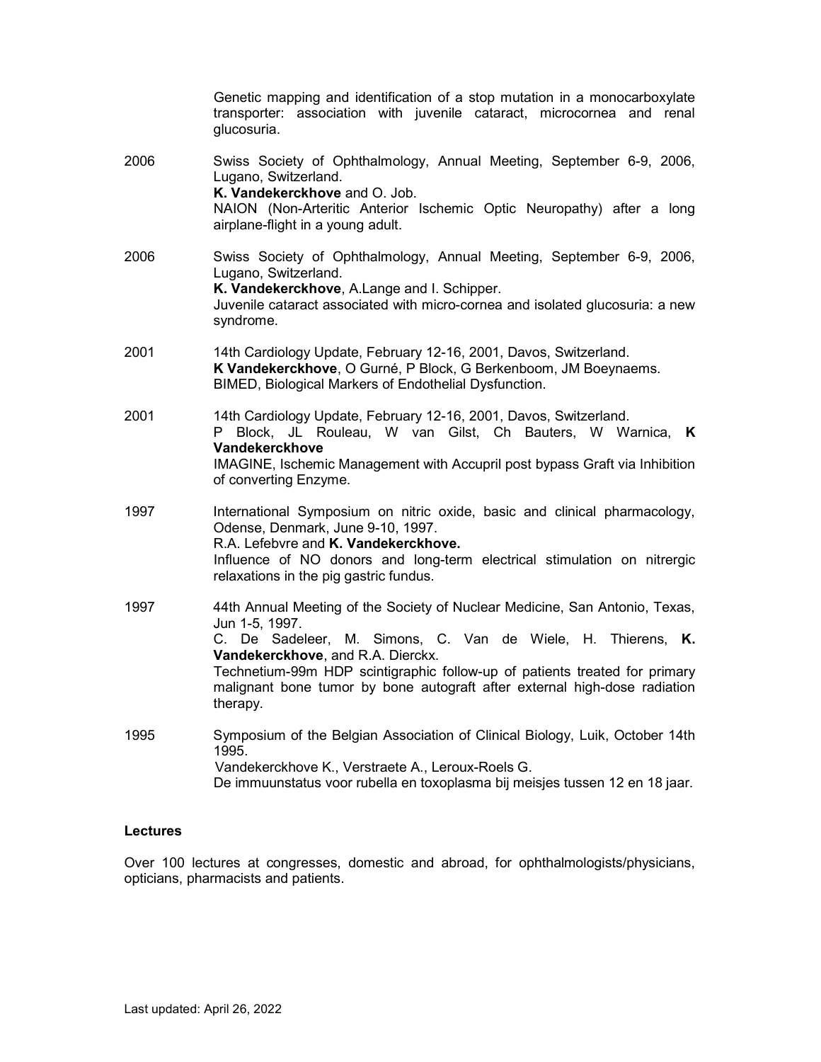Genetic mapping and identification of a stop mutation in a monocarboxylate transporter: association with juvenile cataract, microcornea and renal glucosuria.

2006 Swiss Society of Ophthalmology, Annual Meeting, September 6-9, 2006, Lugano, Switzerland.
**K. Vandekerckhove** and O. Job.
NAION (Non-Arteritic Anterior Ischemic Optic Neuropathy) after a long airplane-flight in a young adult.

2006 Swiss Society of Ophthalmology, Annual Meeting, September 6-9, 2006, Lugano, Switzerland.
**K. Vandekerckhove**, A.Lange and I. Schipper.
Juvenile cataract associated with micro-cornea and isolated glucosuria: a new syndrome.

2001 14th Cardiology Update, February 12-16, 2001, Davos, Switzerland.
**K Vandekerckhove**, O Gurné, P Block, G Berkenboom, JM Boeynaems.
BIMED, Biological Markers of Endothelial Dysfunction.

2001 14th Cardiology Update, February 12-16, 2001, Davos, Switzerland.
P Block, JL Rouleau, W van Gilst, Ch Bauters, W Warnica, **K Vandekerckhove**
IMAGINE, Ischemic Management with Accupril post bypass Graft via Inhibition of converting Enzyme.

1997 International Symposium on nitric oxide, basic and clinical pharmacology, Odense, Denmark, June 9-10, 1997.
R.A. Lefebvre and **K. Vandekerckhove.**
Influence of NO donors and long-term electrical stimulation on nitrergic relaxations in the pig gastric fundus.

1997 44th Annual Meeting of the Society of Nuclear Medicine, San Antonio, Texas, Jun 1-5, 1997.
C. De Sadeleer, M. Simons, C. Van de Wiele, H. Thierens, **K. Vandekerckhove**, and R.A. Dierckx.
Technetium-99m HDP scintigraphic follow-up of patients treated for primary malignant bone tumor by bone autograft after external high-dose radiation therapy.

1995 Symposium of the Belgian Association of Clinical Biology, Luik, October 14th 1995.
Vandekerckhove K., Verstraete A., Leroux-Roels G.
De immuunstatus voor rubella en toxoplasma bij meisjes tussen 12 en 18 jaar.

**Lectures**

Over 100 lectures at congresses, domestic and abroad, for ophthalmologists/physicians, opticians, pharmacists and patients.

Last updated: April 26, 2022